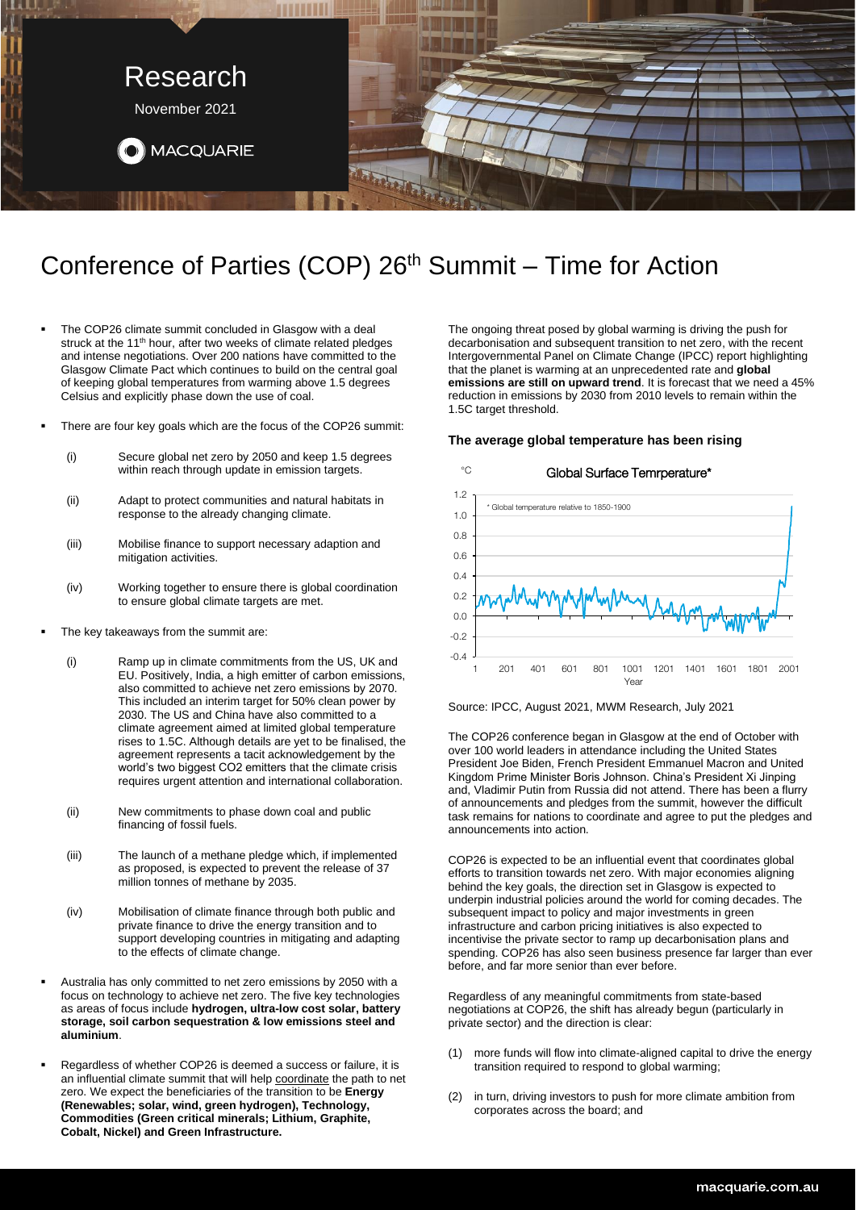Research

November 2021

MACQUARIE

# Conference of Parties (COP) 26th Summit – Time for Action

- The COP26 climate summit concluded in Glasgow with a deal struck at the 11th hour, after two weeks of climate related pledges and intense negotiations. Over 200 nations have committed to the Glasgow Climate Pact which continues to build on the central goal of keeping global temperatures from warming above 1.5 degrees Celsius and explicitly phase down the use of coal.
- There are four key goals which are the focus of the COP26 summit:
  - (i) Secure global net zero by 2050 and keep 1.5 degrees within reach through update in emission targets.
  - (ii) Adapt to protect communities and natural habitats in response to the already changing climate.
  - (iii) Mobilise finance to support necessary adaption and mitigation activities.
  - (iv) Working together to ensure there is global coordination to ensure global climate targets are met.
- The key takeaways from the summit are:
  - (i) Ramp up in climate commitments from the US, UK and EU. Positively, India, a high emitter of carbon emissions, also committed to achieve net zero emissions by 2070. This included an interim target for 50% clean power by 2030. The US and China have also committed to a climate agreement aimed at limited global temperature rises to 1.5C. Although details are yet to be finalised, the agreement represents a tacit acknowledgement by the world's two biggest $CO_2$ emitters that the climate crisis requires urgent attention and international collaboration.
  - (ii) New commitments to phase down coal and public financing of fossil fuels.
  - (iii) The launch of a methane pledge which, if implemented as proposed, is expected to prevent the release of 37 million tonnes of methane by 2035.
  - (iv) Mobilisation of climate finance through both public and private finance to drive the energy transition and to support developing countries in mitigating and adapting to the effects of climate change.
- Australia has only committed to net zero emissions by 2050 with a focus on technology to achieve net zero. The five key technologies as areas of focus include **hydrogen, ultra-low cost solar, battery storage, soil carbon sequestration & low emissions steel and aluminium**.
- Regardless of whether COP26 is deemed a success or failure, it is an influential climate summit that will help coordinate the path to net zero. We expect the beneficiaries of the transition to be **Energy (Renewables; solar, wind, green hydrogen), Technology, Commodities (Green critical minerals; Lithium, Graphite, Cobalt, Nickel) and Green Infrastructure.**

The ongoing threat posed by global warming is driving the push for decarbonisation and subsequent transition to net zero, with the recent Intergovernmental Panel on Climate Change (IPCC) report highlighting that the planet is warming at an unprecedented rate and **global emissions are still on upward trend**. It is forecast that we need a 45% reduction in emissions by 2030 from 2010 levels to remain within the 1.5C target threshold.

### The average global temperature has been rising

Global Surface Temrperature*

°C

* Global temperature relative to 1850-1900

Source: IPCC, August 2021, MWM Research, July 2021

The COP26 conference began in Glasgow at the end of October with over 100 world leaders in attendance including the United States President Joe Biden, French President Emmanuel Macron and United Kingdom Prime Minister Boris Johnson. China's President Xi Jinping and, Vladimir Putin from Russia did not attend. There has been a flurry of announcements and pledges from the summit, however the difficult task remains for nations to coordinate and agree to put the pledges and announcements into action.

COP26 is expected to be an influential event that coordinates global efforts to transition towards net zero. With major economies aligning behind the key goals, the direction set in Glasgow is expected to underpin industrial policies around the world for coming decades. The subsequent impact to policy and major investments in green infrastructure and carbon pricing initiatives is also expected to incentivise the private sector to ramp up decarbonisation plans and spending. COP26 has also seen business presence far larger than ever before, and far more senior than ever before.

Regardless of any meaningful commitments from state-based negotiations at COP26, the shift has already begun (particularly in private sector) and the direction is clear:

(1) more funds will flow into climate-aligned capital to drive the energy transition required to respond to global warming;

(2) in turn, driving investors to push for more climate ambition from corporates across the board; and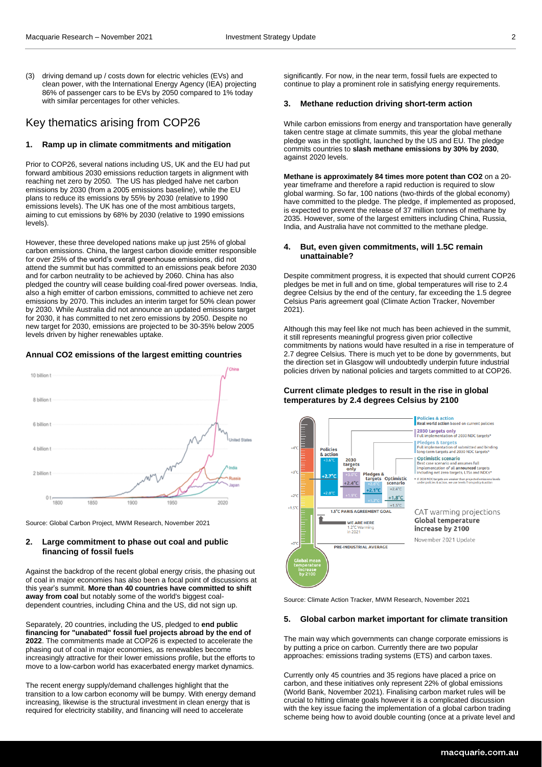(3) driving demand up / costs down for electric vehicles (EVs) and clean power, with the International Energy Agency (IEA) projecting 86% of passenger cars to be EVs by 2050 compared to 1% today with similar percentages for other vehicles.

## Key thematics arising from COP26

### 1. Ramp up in climate commitments and mitigation

Prior to COP26, several nations including US, UK and the EU had put forward ambitious 2030 emissions reduction targets in alignment with reaching net zero by 2050. The US has pledged halve net carbon emissions by 2030 (from a 2005 emissions baseline), while the EU plans to reduce its emissions by 55% by 2030 (relative to 1990 emissions levels). The UK has one of the most ambitious targets, aiming to cut emissions by 68% by 2030 (relative to 1990 emissions levels).

However, these three developed nations make up just 25% of global carbon emissions. China, the largest carbon dioxide emitter responsible for over 25% of the world's overall greenhouse emissions, did not attend the summit but has committed to an emissions peak before 2030 and for carbon neutrality to be achieved by 2060. China has also pledged the country will cease building coal-fired power overseas. India, also a high emitter of carbon emissions, committed to achieve net zero emissions by 2070. This includes an interim target for 50% clean power by 2030. While Australia did not announce an updated emissions target for 2030, it has committed to net zero emissions by 2050. Despite no new target for 2030, emissions are projected to be 30-35% below 2005 levels driven by higher renewables uptake.

**Annual $CO_2$ emissions of the largest emitting countries**

Source: Global Carbon Project, MWM Research, November 2021

### 2. Large commitment to phase out coal and public financing of fossil fuels

Against the backdrop of the recent global energy crisis, the phasing out of coal in major economies has also been a focal point of discussions at this year's summit. **More than 40 countries have committed to shift away from coal** but notably some of the world's biggest coal-dependent countries, including China and the US, did not sign up.

Separately, 20 countries, including the US, pledged to **end public financing for "unabated" fossil fuel projects abroad by the end of 2022**. The commitments made at COP26 is expected to accelerate the phasing out of coal in major economies, as renewables become increasingly attractive for their lower emissions profile, but the efforts to move to a low-carbon world has exacerbated energy market dynamics.

The recent energy supply/demand challenges highlight that the transition to a low carbon economy will be bumpy. With energy demand increasing, likewise is the structural investment in clean energy that is required for electricity stability, and financing will need to accelerate significantly. For now, in the near term, fossil fuels are expected to continue to play a prominent role in satisfying energy requirements.

### 3. Methane reduction driving short-term action

While carbon emissions from energy and transportation have generally taken centre stage at climate summits, this year the global methane pledge was in the spotlight, launched by the US and EU. The pledge commits countries to **slash methane emissions by 30% by 2030**, against 2020 levels.

**Methane is approximately 84 times more potent than $CO_2$** on a 20-year timeframe and therefore a rapid reduction is required to slow global warming. So far, 100 nations (two-thirds of the global economy) have committed to the pledge. The pledge, if implemented as proposed, is expected to prevent the release of 37 million tonnes of methane by 2035. However, some of the largest emitters including China, Russia, India, and Australia have not committed to the methane pledge.

### 4. But, even given commitments, will 1.5C remain unattainable?

Despite commitment progress, it is expected that should current COP26 pledges be met in full and on time, global temperatures will rise to 2.4 degree Celsius by the end of the century, far exceeding the 1.5 degree Celsius Paris agreement goal (Climate Action Tracker, November 2021).

Although this may feel like not much has been achieved in the summit, it still represents meaningful progress given prior collective commitments by nations would have resulted in a rise in temperature of 2.7 degree Celsius. There is much yet to be done by governments, but the direction set in Glasgow will undoubtedly underpin future industrial policies driven by national policies and targets committed to at COP26.

**Current climate pledges to result in the rise in global temperatures by 2.4 degrees Celsius by 2100**

Source: Climate Action Tracker, MWM Research, November 2021

### 5. Global carbon market important for climate transition

The main way which governments can change corporate emissions is by putting a price on carbon. Currently there are two popular approaches: emissions trading systems (ETS) and carbon taxes.

Currently only 45 countries and 35 regions have placed a price on carbon, and these initiatives only represent 22% of global emissions (World Bank, November 2021). Finalising carbon market rules will be crucial to hitting climate goals however it is a complicated discussion with the key issue facing the implementation of a global carbon trading scheme being how to avoid double counting (once at a private level and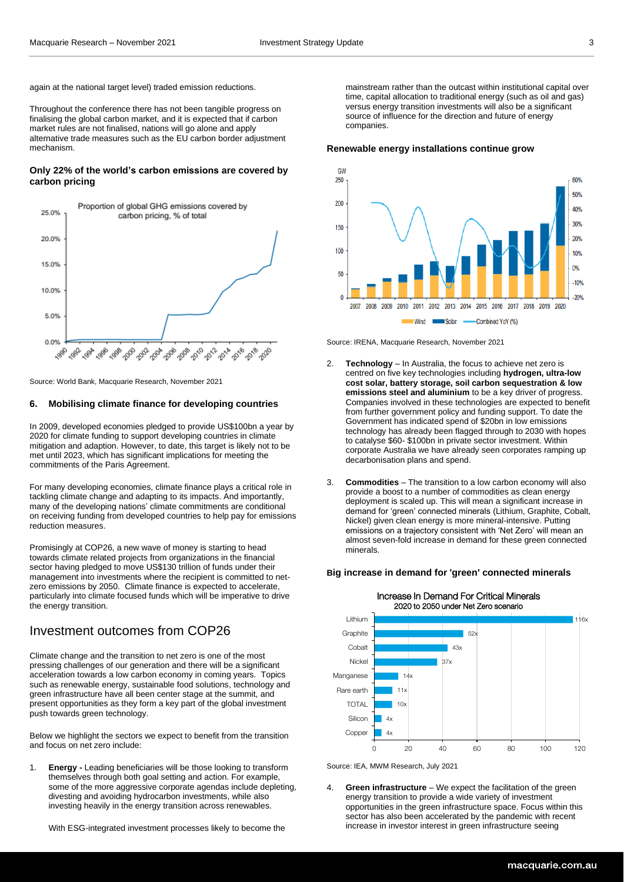again at the national target level) traded emission reductions.

Throughout the conference there has not been tangible progress on finalising the global carbon market, and it is expected that if carbon market rules are not finalised, nations will go alone and apply alternative trade measures such as the EU carbon border adjustment mechanism.

**Only 22% of the world's carbon emissions are covered by carbon pricing**

Source: World Bank, Macquarie Research, November 2021

### 6. Mobilising climate finance for developing countries

In 2009, developed economies pledged to provide US$100bn a year by 2020 for climate funding to support developing countries in climate mitigation and adaption. However, to date, this target is likely not to be met until 2023, which has significant implications for meeting the commitments of the Paris Agreement.

For many developing economies, climate finance plays a critical role in tackling climate change and adapting to its impacts. And importantly, many of the developing nations' climate commitments are conditional on receiving funding from developed countries to help pay for emissions reduction measures.

Promisingly at COP26, a new wave of money is starting to head towards climate related projects from organizations in the financial sector having pledged to move US$130 trillion of funds under their management into investments where the recipient is committed to net-zero emissions by 2050. Climate finance is expected to accelerate, particularly into climate focused funds which will be imperative to drive the energy transition.

## Investment outcomes from COP26

Climate change and the transition to net zero is one of the most pressing challenges of our generation and there will be a significant acceleration towards a low carbon economy in coming years. Topics such as renewable energy, sustainable food solutions, technology and green infrastructure have all been center stage at the summit, and present opportunities as they form a key part of the global investment push towards green technology.

Below we highlight the sectors we expect to benefit from the transition and focus on net zero include:

1. **Energy -** Leading beneficiaries will be those looking to transform themselves through both goal setting and action. For example, some of the more aggressive corporate agendas include depleting, divesting and avoiding hydrocarbon investments, while also investing heavily in the energy transition across renewables.

   With ESG-integrated investment processes likely to become the mainstream rather than the outcast within institutional capital over time, capital allocation to traditional energy (such as oil and gas) versus energy transition investments will also be a significant source of influence for the direction and future of energy companies.

**Renewable energy installations continue grow**

Source: IRENA, Macquarie Research, November 2021

2. **Technology** – In Australia, the focus to achieve net zero is centred on five key technologies including **hydrogen, ultra-low cost solar, battery storage, soil carbon sequestration & low emissions steel and aluminium** to be a key driver of progress. Companies involved in these technologies are expected to benefit from further government policy and funding support. To date the Government has indicated spend of $20bn in low emissions technology has already been flagged through to 2030 with hopes to catalyse $60- $100bn in private sector investment. Within corporate Australia we have already seen corporates ramping up decarbonisation plans and spend.

3. **Commodities** – The transition to a low carbon economy will also provide a boost to a number of commodities as clean energy deployment is scaled up. This will mean a significant increase in demand for 'green' connected minerals (Lithium, Graphite, Cobalt, Nickel) given clean energy is more mineral-intensive. Putting emissions on a trajectory consistent with 'Net Zero' will mean an almost seven-fold increase in demand for these green connected minerals.

**Big increase in demand for 'green' connected minerals**

Source: IEA, MWM Research, July 2021

4. **Green infrastructure** – We expect the facilitation of the green energy transition to provide a wide variety of investment opportunities in the green infrastructure space. Focus within this sector has also been accelerated by the pandemic with recent increase in investor interest in green infrastructure seeing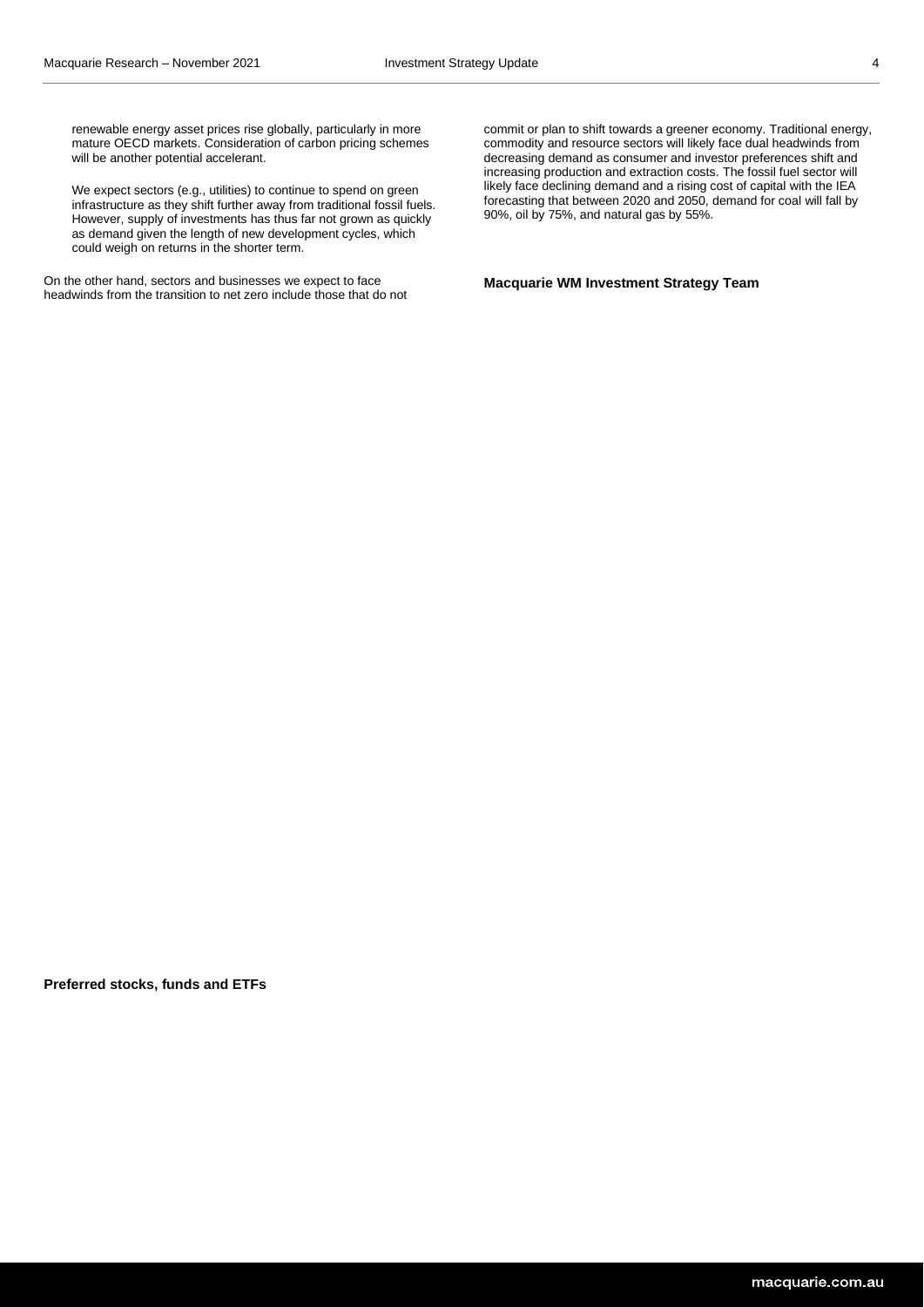renewable energy asset prices rise globally, particularly in more mature OECD markets. Consideration of carbon pricing schemes will be another potential accelerant.

We expect sectors (e.g., utilities) to continue to spend on green infrastructure as they shift further away from traditional fossil fuels. However, supply of investments has thus far not grown as quickly as demand given the length of new development cycles, which could weigh on returns in the shorter term.

On the other hand, sectors and businesses we expect to face headwinds from the transition to net zero include those that do not commit or plan to shift towards a greener economy. Traditional energy, commodity and resource sectors will likely face dual headwinds from decreasing demand as consumer and investor preferences shift and increasing production and extraction costs. The fossil fuel sector will likely face declining demand and a rising cost of capital with the IEA forecasting that between 2020 and 2050, demand for coal will fall by 90%, oil by 75%, and natural gas by 55%.

**Macquarie WM Investment Strategy Team**

**Preferred stocks, funds and ETFs**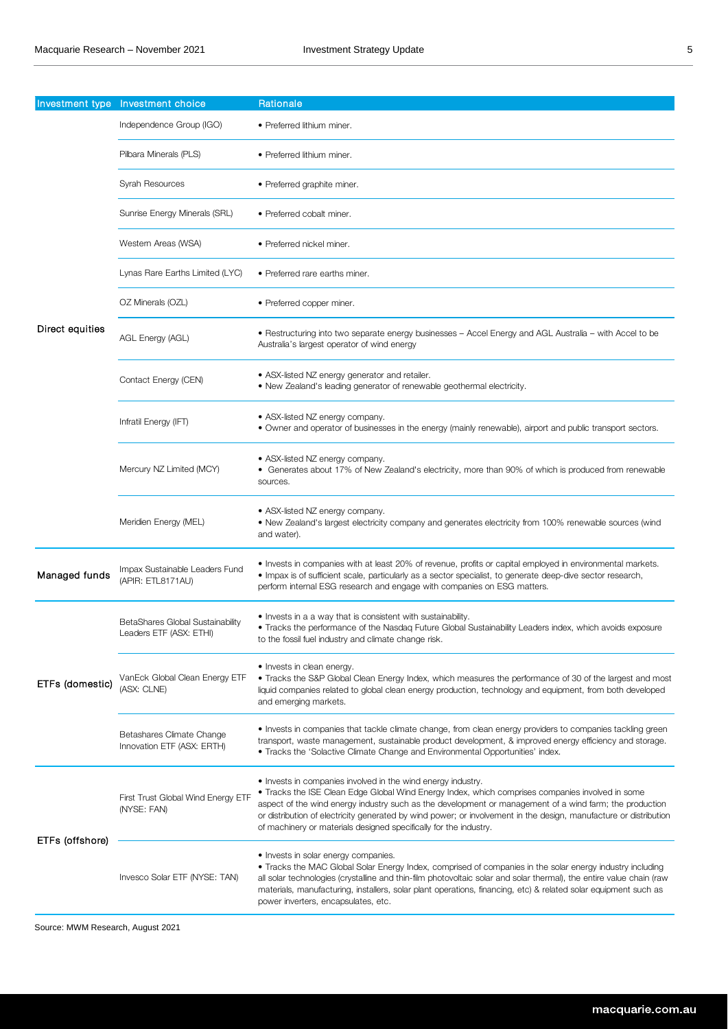| Investment type | Investment choice | Rationale |
|---|---|---|
| Direct equities | Independence Group (IGO) | • Preferred lithium miner. |
| | Pilbara Minerals (PLS) | • Preferred lithium miner. |
| | Syrah Resources | • Preferred graphite miner. |
| | Sunrise Energy Minerals (SRL) | • Preferred cobalt miner. |
| | Western Areas (WSA) | • Preferred nickel miner. |
| | Lynas Rare Earths Limited (LYC) | • Preferred rare earths miner. |
| | OZ Minerals (OZL) | • Preferred copper miner. |
| | AGL Energy (AGL) | • Restructuring into two separate energy businesses – Accel Energy and AGL Australia – with Accel to be Australia's largest operator of wind energy |
| | Contact Energy (CEN) | • ASX-listed NZ energy generator and retailer.<br>• New Zealand's leading generator of renewable geothermal electricity. |
| | Infratil Energy (IFT) | • ASX-listed NZ energy company.<br>• Owner and operator of businesses in the energy (mainly renewable), airport and public transport sectors. |
| | Mercury NZ Limited (MCY) | • ASX-listed NZ energy company.<br>• Generates about 17% of New Zealand's electricity, more than 90% of which is produced from renewable sources. |
| | Meridien Energy (MEL) | • ASX-listed NZ energy company.<br>• New Zealand's largest electricity company and generates electricity from 100% renewable sources (wind and water). |
| Managed funds | Impax Sustainable Leaders Fund (APIR: ETL8171AU) | • Invests in companies with at least 20% of revenue, profits or capital employed in environmental markets.<br>• Impax is of sufficient scale, particularly as a sector specialist, to generate deep-dive sector research, perform internal ESG research and engage with companies on ESG matters. |
| ETFs (domestic) | BetaShares Global Sustainability Leaders ETF (ASX: ETHI) | • Invests in a a way that is consistent with sustainability.<br>• Tracks the performance of the Nasdaq Future Global Sustainability Leaders index, which avoids exposure to the fossil fuel industry and climate change risk. |
| | VanEck Global Clean Energy ETF (ASX: CLNE) | • Invests in clean energy.<br>• Tracks the S&P Global Clean Energy Index, which measures the performance of 30 of the largest and most liquid companies related to global clean energy production, technology and equipment, from both developed and emerging markets. |
| | Betashares Climate Change Innovation ETF (ASX: ERTH) | • Invests in companies that tackle climate change, from clean energy providers to companies tackling green transport, waste management, sustainable product development, & improved energy efficiency and storage.<br>• Tracks the 'Solactive Climate Change and Environmental Opportunities' index. |
| ETFs (offshore) | First Trust Global Wind Energy ETF (NYSE: FAN) | • Invests in companies involved in the wind energy industry.<br>• Tracks the ISE Clean Edge Global Wind Energy Index, which comprises companies involved in some aspect of the wind energy industry such as the development or management of a wind farm; the production or distribution of electricity generated by wind power; or involvement in the design, manufacture or distribution of machinery or materials designed specifically for the industry. |
| | Invesco Solar ETF (NYSE: TAN) | • Invests in solar energy companies.<br>• Tracks the MAC Global Solar Energy Index, comprised of companies in the solar energy industry including all solar technologies (crystalline and thin-film photovoltaic solar and solar thermal), the entire value chain (raw materials, manufacturing, installers, solar plant operations, financing, etc) & related solar equipment such as power inverters, encapsulates, etc. |

Source: MWM Research, August 2021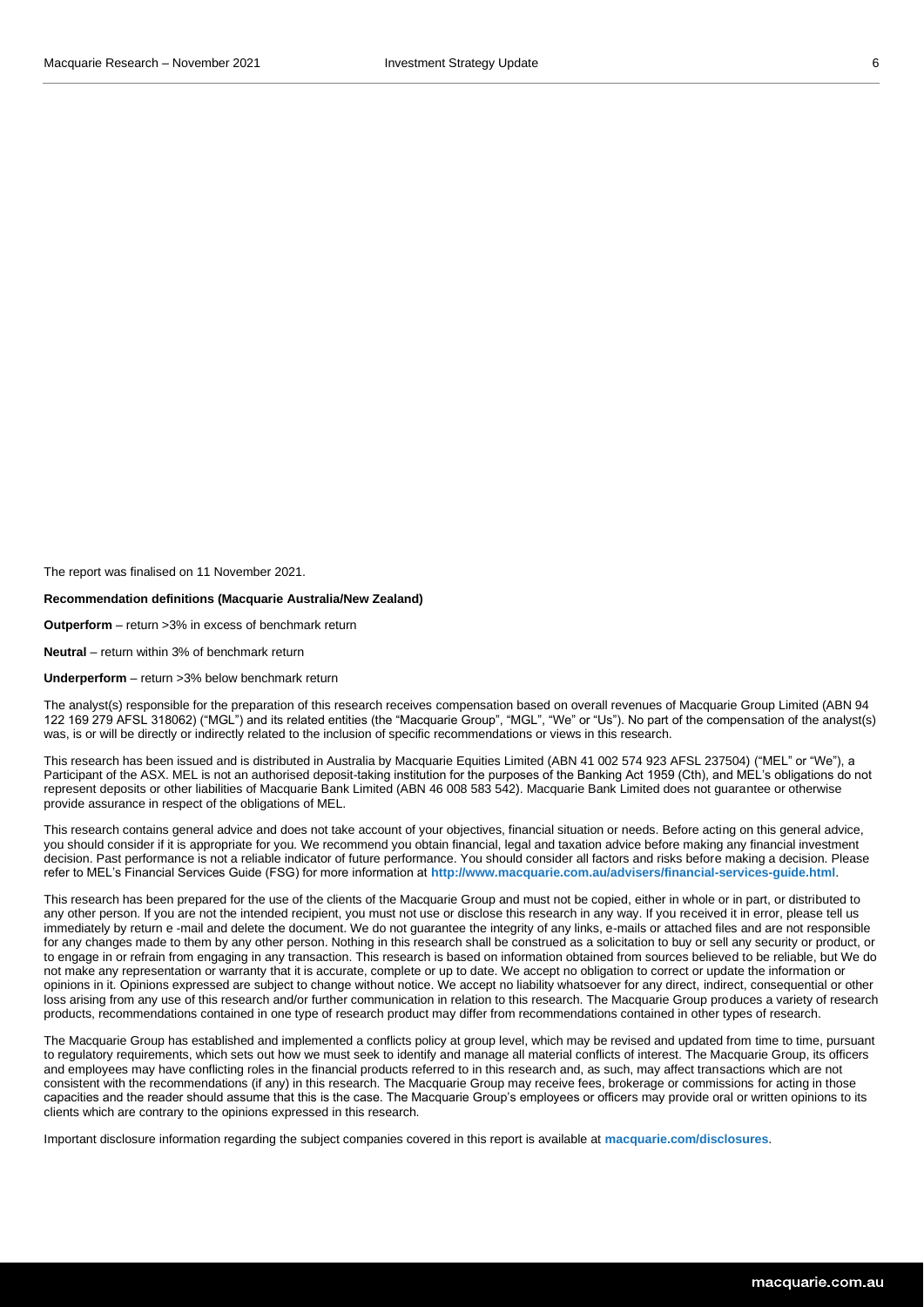The report was finalised on 11 November 2021.

**Recommendation definitions (Macquarie Australia/New Zealand)**

**Outperform** – return >3% in excess of benchmark return

**Neutral** – return within 3% of benchmark return

**Underperform** – return >3% below benchmark return

The analyst(s) responsible for the preparation of this research receives compensation based on overall revenues of Macquarie Group Limited (ABN 94 122 169 279 AFSL 318062) ("MGL") and its related entities (the "Macquarie Group", "MGL", "We" or "Us"). No part of the compensation of the analyst(s) was, is or will be directly or indirectly related to the inclusion of specific recommendations or views in this research.

This research has been issued and is distributed in Australia by Macquarie Equities Limited (ABN 41 002 574 923 AFSL 237504) ("MEL" or "We"), a Participant of the ASX. MEL is not an authorised deposit-taking institution for the purposes of the Banking Act 1959 (Cth), and MEL's obligations do not represent deposits or other liabilities of Macquarie Bank Limited (ABN 46 008 583 542). Macquarie Bank Limited does not guarantee or otherwise provide assurance in respect of the obligations of MEL.

This research contains general advice and does not take account of your objectives, financial situation or needs. Before acting on this general advice, you should consider if it is appropriate for you. We recommend you obtain financial, legal and taxation advice before making any financial investment decision. Past performance is not a reliable indicator of future performance. You should consider all factors and risks before making a decision. Please refer to MEL's Financial Services Guide (FSG) for more information at **http://www.macquarie.com.au/advisers/financial-services-guide.html**.

This research has been prepared for the use of the clients of the Macquarie Group and must not be copied, either in whole or in part, or distributed to any other person. If you are not the intended recipient, you must not use or disclose this research in any way. If you received it in error, please tell us immediately by return e -mail and delete the document. We do not guarantee the integrity of any links, e-mails or attached files and are not responsible for any changes made to them by any other person. Nothing in this research shall be construed as a solicitation to buy or sell any security or product, or to engage in or refrain from engaging in any transaction. This research is based on information obtained from sources believed to be reliable, but We do not make any representation or warranty that it is accurate, complete or up to date. We accept no obligation to correct or update the information or opinions in it. Opinions expressed are subject to change without notice. We accept no liability whatsoever for any direct, indirect, consequential or other loss arising from any use of this research and/or further communication in relation to this research. The Macquarie Group produces a variety of research products, recommendations contained in one type of research product may differ from recommendations contained in other types of research.

The Macquarie Group has established and implemented a conflicts policy at group level, which may be revised and updated from time to time, pursuant to regulatory requirements, which sets out how we must seek to identify and manage all material conflicts of interest. The Macquarie Group, its officers and employees may have conflicting roles in the financial products referred to in this research and, as such, may affect transactions which are not consistent with the recommendations (if any) in this research. The Macquarie Group may receive fees, brokerage or commissions for acting in those capacities and the reader should assume that this is the case. The Macquarie Group's employees or officers may provide oral or written opinions to its clients which are contrary to the opinions expressed in this research.

Important disclosure information regarding the subject companies covered in this report is available at **macquarie.com/disclosures**.